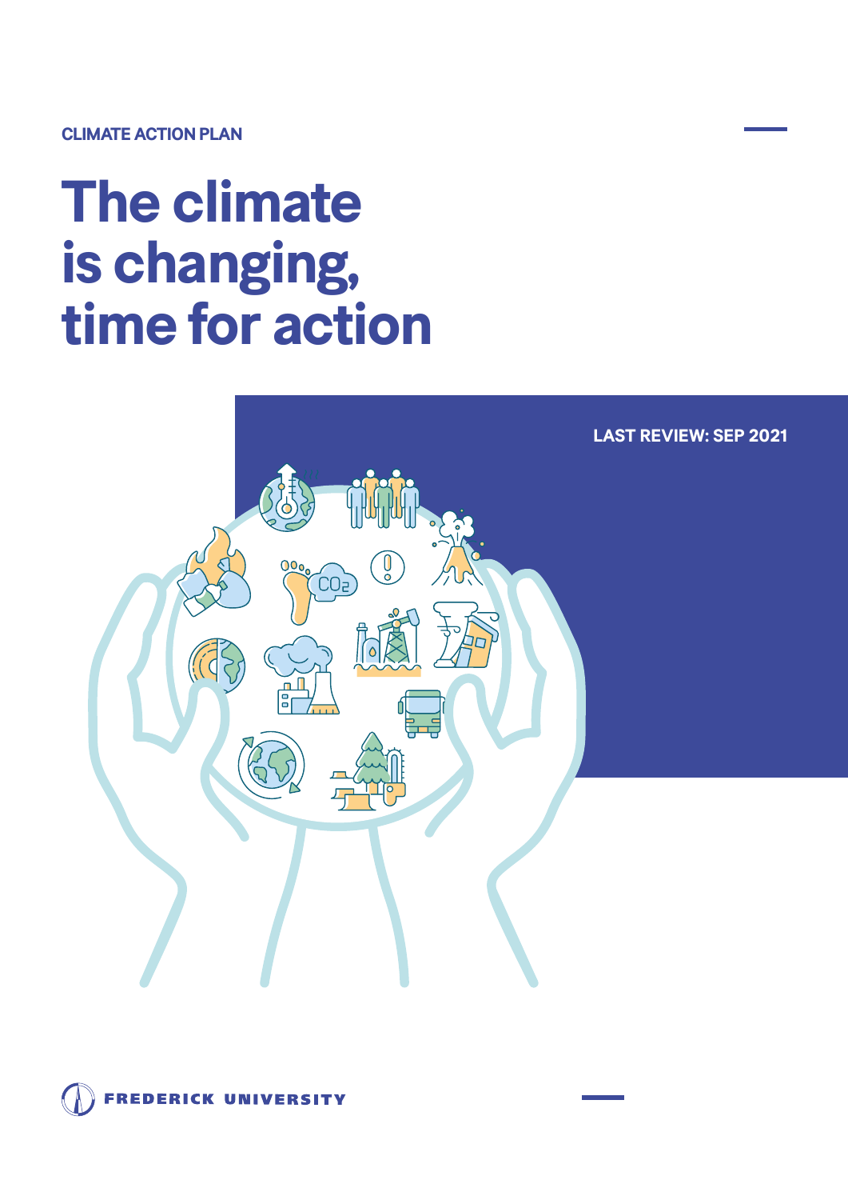CLIMATE ACTION PLAN

# The climate is changing, time for action

LAST REVIEW: SEP 2021

FREDERICK UNIVERSITY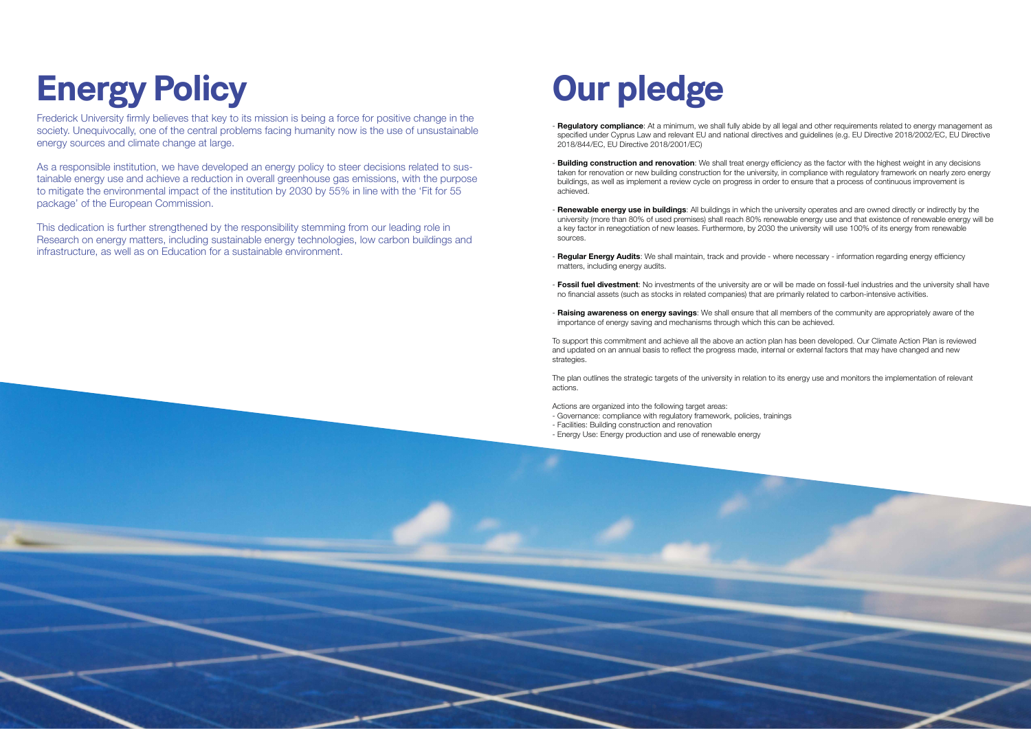# Energy Policy

Frederick University firmly believes that key to its mission is being a force for positive change in the society. Unequivocally, one of the central problems facing humanity now is the use of unsustainable energy sources and climate change at large.

As a responsible institution, we have developed an energy policy to steer decisions related to sustainable energy use and achieve a reduction in overall greenhouse gas emissions, with the purpose to mitigate the environmental impact of the institution by 2030 by 55% in line with the 'Fit for 55 package' of the European Commission.

This dedication is further strengthened by the responsibility stemming from our leading role in Research on energy matters, including sustainable energy technologies, low carbon buildings and infrastructure, as well as on Education for a sustainable environment.

# Our pledge

- **Regulatory compliance**: At a minimum, we shall fully abide by all legal and other requirements related to energy management as specified under Cyprus Law and relevant EU and national directives and guidelines (e.g. EU Directive 2018/2002/EC, EU Directive 2018/844/EC, EU Directive 2018/2001/EC)

- **Building construction and renovation**: We shall treat energy efficiency as the factor with the highest weight in any decisions taken for renovation or new building construction for the university, in compliance with regulatory framework on nearly zero energy buildings, as well as implement a review cycle on progress in order to ensure that a process of continuous improvement is achieved.

- **Renewable energy use in buildings**: All buildings in which the university operates and are owned directly or indirectly by the university (more than 80% of used premises) shall reach 80% renewable energy use and that existence of renewable energy will be a key factor in renegotiation of new leases. Furthermore, by 2030 the university will use 100% of its energy from renewable sources.

- **Regular Energy Audits**: We shall maintain, track and provide - where necessary - information regarding energy efficiency matters, including energy audits.

- **Fossil fuel divestment**: No investments of the university are or will be made on fossil-fuel industries and the university shall have no financial assets (such as stocks in related companies) that are primarily related to carbon-intensive activities.

- **Raising awareness on energy savings**: We shall ensure that all members of the community are appropriately aware of the importance of energy saving and mechanisms through which this can be achieved.

To support this commitment and achieve all the above an action plan has been developed. Our Climate Action Plan is reviewed and updated on an annual basis to reflect the progress made, internal or external factors that may have changed and new strategies.

The plan outlines the strategic targets of the university in relation to its energy use and monitors the implementation of relevant actions.

Actions are organized into the following target areas:
- Governance: compliance with regulatory framework, policies, trainings
- Facilities: Building construction and renovation
- Energy Use: Energy production and use of renewable energy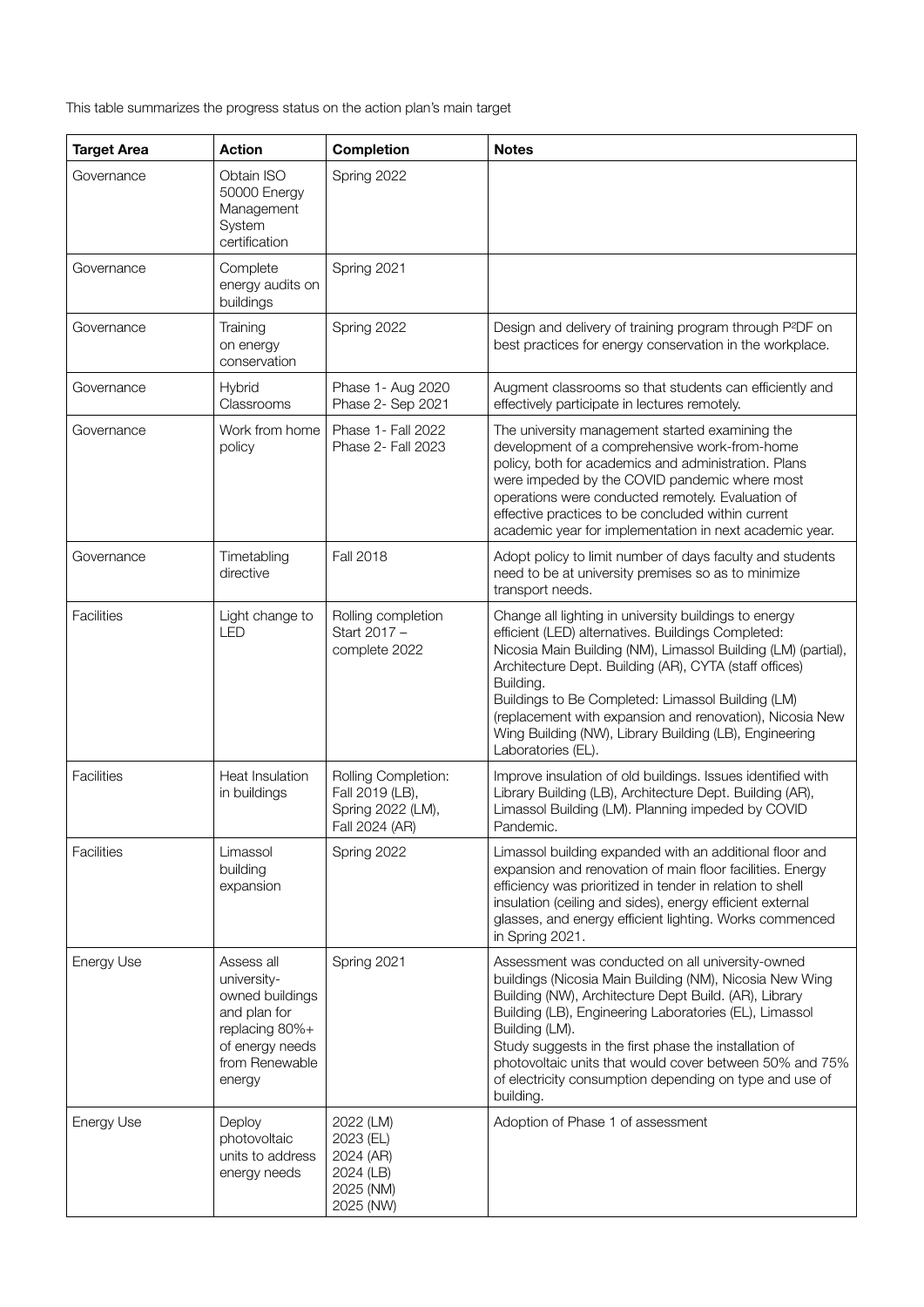This table summarizes the progress status on the action plan's main target

| Target Area | Action | Completion | Notes |
|---|---|---|---|
| Governance | Obtain ISO 50000 Energy Management System certification | Spring 2022 | |
| Governance | Complete energy audits on buildings | Spring 2021 | |
| Governance | Training on energy conservation | Spring 2022 | Design and delivery of training program through P$^2$DF on best practices for energy conservation in the workplace. |
| Governance | Hybrid Classrooms | Phase 1- Aug 2020<br>Phase 2- Sep 2021 | Augment classrooms so that students can efficiently and effectively participate in lectures remotely. |
| Governance | Work from home policy | Phase 1- Fall 2022<br>Phase 2- Fall 2023 | The university management started examining the development of a comprehensive work-from-home policy, both for academics and administration. Plans were impeded by the COVID pandemic where most operations were conducted remotely. Evaluation of effective practices to be concluded within current academic year for implementation in next academic year. |
| Governance | Timetabling directive | Fall 2018 | Adopt policy to limit number of days faculty and students need to be at university premises so as to minimize transport needs. |
| Facilities | Light change to LED | Rolling completion Start 2017 – complete 2022 | Change all lighting in university buildings to energy efficient (LED) alternatives. Buildings Completed: Nicosia Main Building (NM), Limassol Building (LM) (partial), Architecture Dept. Building (AR), CYTA (staff offices) Building.<br>Buildings to Be Completed: Limassol Building (LM) (replacement with expansion and renovation), Nicosia New Wing Building (NW), Library Building (LB), Engineering Laboratories (EL). |
| Facilities | Heat Insulation in buildings | Rolling Completion: Fall 2019 (LB), Spring 2022 (LM), Fall 2024 (AR) | Improve insulation of old buildings. Issues identified with Library Building (LB), Architecture Dept. Building (AR), Limassol Building (LM). Planning impeded by COVID Pandemic. |
| Facilities | Limassol building expansion | Spring 2022 | Limassol building expanded with an additional floor and expansion and renovation of main floor facilities. Energy efficiency was prioritized in tender in relation to shell insulation (ceiling and sides), energy efficient external glasses, and energy efficient lighting. Works commenced in Spring 2021. |
| Energy Use | Assess all university-owned buildings and plan for replacing 80%+ of energy needs from Renewable energy | Spring 2021 | Assessment was conducted on all university-owned buildings (Nicosia Main Building (NM), Nicosia New Wing Building (NW), Architecture Dept Build. (AR), Library Building (LB), Engineering Laboratories (EL), Limassol Building (LM).<br>Study suggests in the first phase the installation of photovoltaic units that would cover between 50% and 75% of electricity consumption depending on type and use of building. |
| Energy Use | Deploy photovoltaic units to address energy needs | 2022 (LM)<br>2023 (EL)<br>2024 (AR)<br>2024 (LB)<br>2025 (NM)<br>2025 (NW) | Adoption of Phase 1 of assessment |